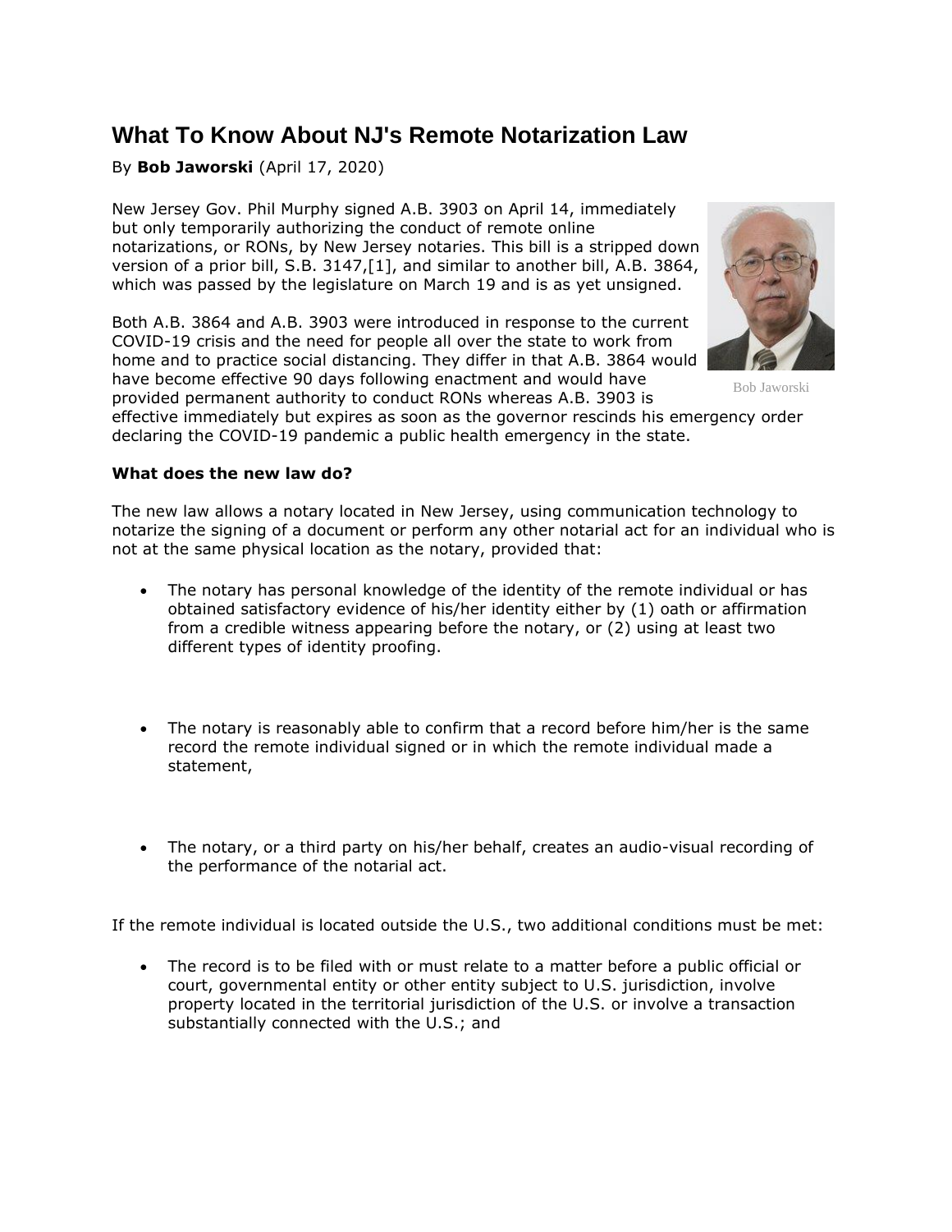# What To Know About NJ's Remote Notarization Law

By **Bob Jaworski** (April 17, 2020)

New Jersey Gov. Phil Murphy signed A.B. 3903 on April 14, immediately but only temporarily authorizing the conduct of remote online notarizations, or RONs, by New Jersey notaries. This bill is a stripped down version of a prior bill, S.B. 3147,[1], and similar to another bill, A.B. 3864, which was passed by the legislature on March 19 and is as yet unsigned.

Bob Jaworski

Both A.B. 3864 and A.B. 3903 were introduced in response to the current COVID-19 crisis and the need for people all over the state to work from home and to practice social distancing. They differ in that A.B. 3864 would have become effective 90 days following enactment and would have provided permanent authority to conduct RONs whereas A.B. 3903 is effective immediately but expires as soon as the governor rescinds his emergency order declaring the COVID-19 pandemic a public health emergency in the state.

**What does the new law do?**

The new law allows a notary located in New Jersey, using communication technology to notarize the signing of a document or perform any other notarial act for an individual who is not at the same physical location as the notary, provided that:

- The notary has personal knowledge of the identity of the remote individual or has obtained satisfactory evidence of his/her identity either by (1) oath or affirmation from a credible witness appearing before the notary, or (2) using at least two different types of identity proofing.

- The notary is reasonably able to confirm that a record before him/her is the same record the remote individual signed or in which the remote individual made a statement,

- The notary, or a third party on his/her behalf, creates an audio-visual recording of the performance of the notarial act.

If the remote individual is located outside the U.S., two additional conditions must be met:

- The record is to be filed with or must relate to a matter before a public official or court, governmental entity or other entity subject to U.S. jurisdiction, involve property located in the territorial jurisdiction of the U.S. or involve a transaction substantially connected with the U.S.; and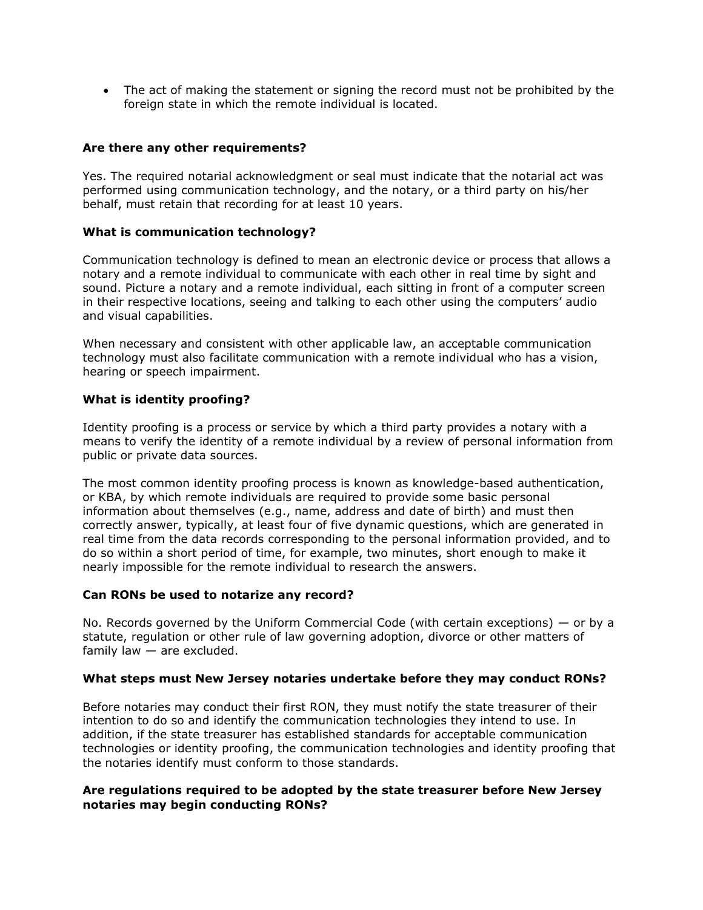- The act of making the statement or signing the record must not be prohibited by the foreign state in which the remote individual is located.

**Are there any other requirements?**

Yes. The required notarial acknowledgment or seal must indicate that the notarial act was performed using communication technology, and the notary, or a third party on his/her behalf, must retain that recording for at least 10 years.

**What is communication technology?**

Communication technology is defined to mean an electronic device or process that allows a notary and a remote individual to communicate with each other in real time by sight and sound. Picture a notary and a remote individual, each sitting in front of a computer screen in their respective locations, seeing and talking to each other using the computers' audio and visual capabilities.

When necessary and consistent with other applicable law, an acceptable communication technology must also facilitate communication with a remote individual who has a vision, hearing or speech impairment.

**What is identity proofing?**

Identity proofing is a process or service by which a third party provides a notary with a means to verify the identity of a remote individual by a review of personal information from public or private data sources.

The most common identity proofing process is known as knowledge-based authentication, or KBA, by which remote individuals are required to provide some basic personal information about themselves (e.g., name, address and date of birth) and must then correctly answer, typically, at least four of five dynamic questions, which are generated in real time from the data records corresponding to the personal information provided, and to do so within a short period of time, for example, two minutes, short enough to make it nearly impossible for the remote individual to research the answers.

**Can RONs be used to notarize any record?**

No. Records governed by the Uniform Commercial Code (with certain exceptions) — or by a statute, regulation or other rule of law governing adoption, divorce or other matters of family law — are excluded.

**What steps must New Jersey notaries undertake before they may conduct RONs?**

Before notaries may conduct their first RON, they must notify the state treasurer of their intention to do so and identify the communication technologies they intend to use. In addition, if the state treasurer has established standards for acceptable communication technologies or identity proofing, the communication technologies and identity proofing that the notaries identify must conform to those standards.

**Are regulations required to be adopted by the state treasurer before New Jersey notaries may begin conducting RONs?**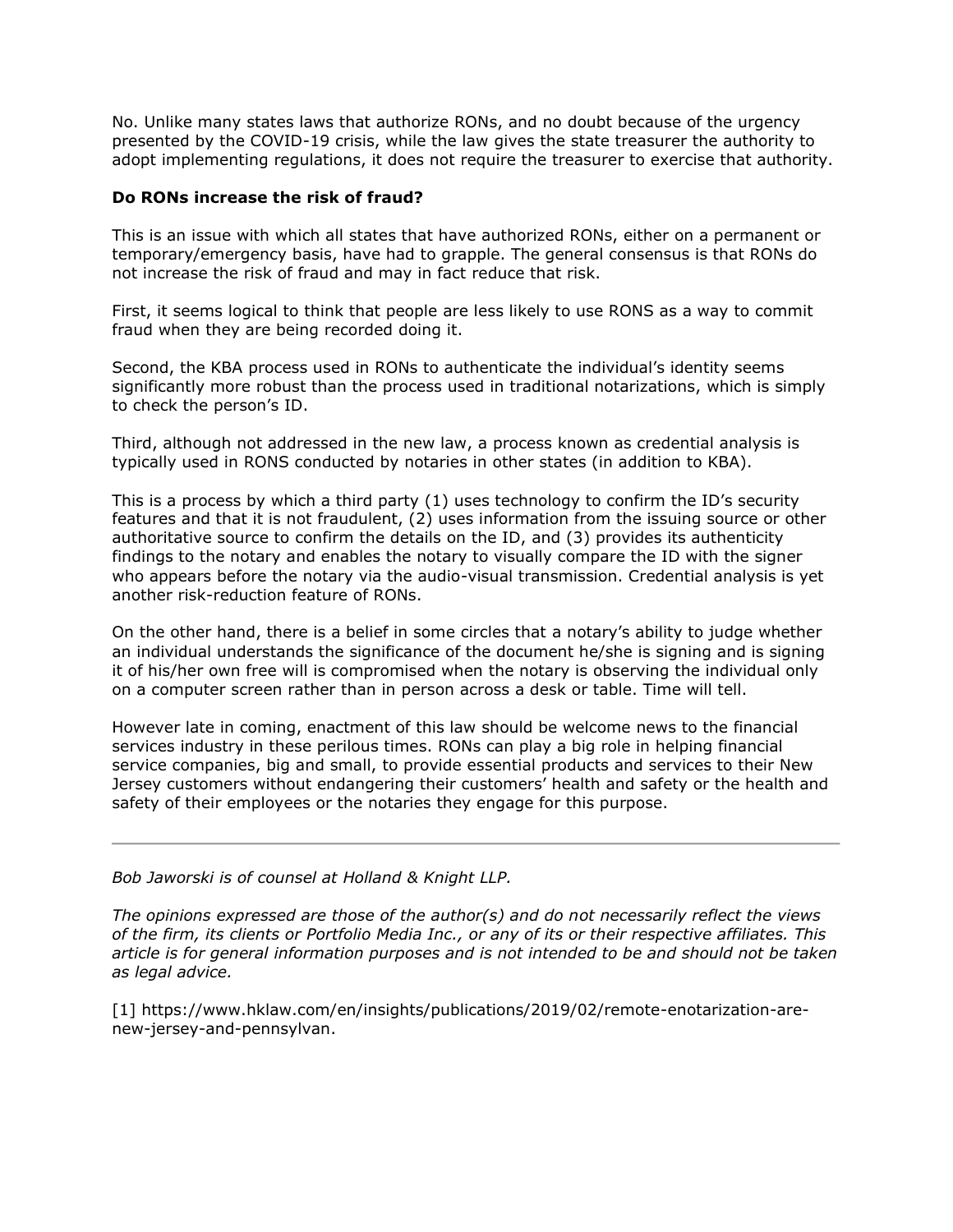No. Unlike many states laws that authorize RONs, and no doubt because of the urgency presented by the COVID-19 crisis, while the law gives the state treasurer the authority to adopt implementing regulations, it does not require the treasurer to exercise that authority.

**Do RONs increase the risk of fraud?**

This is an issue with which all states that have authorized RONs, either on a permanent or temporary/emergency basis, have had to grapple. The general consensus is that RONs do not increase the risk of fraud and may in fact reduce that risk.

First, it seems logical to think that people are less likely to use RONS as a way to commit fraud when they are being recorded doing it.

Second, the KBA process used in RONs to authenticate the individual's identity seems significantly more robust than the process used in traditional notarizations, which is simply to check the person's ID.

Third, although not addressed in the new law, a process known as credential analysis is typically used in RONS conducted by notaries in other states (in addition to KBA).

This is a process by which a third party (1) uses technology to confirm the ID's security features and that it is not fraudulent, (2) uses information from the issuing source or other authoritative source to confirm the details on the ID, and (3) provides its authenticity findings to the notary and enables the notary to visually compare the ID with the signer who appears before the notary via the audio-visual transmission. Credential analysis is yet another risk-reduction feature of RONs.

On the other hand, there is a belief in some circles that a notary's ability to judge whether an individual understands the significance of the document he/she is signing and is signing it of his/her own free will is compromised when the notary is observing the individual only on a computer screen rather than in person across a desk or table. Time will tell.

However late in coming, enactment of this law should be welcome news to the financial services industry in these perilous times. RONs can play a big role in helping financial service companies, big and small, to provide essential products and services to their New Jersey customers without endangering their customers' health and safety or the health and safety of their employees or the notaries they engage for this purpose.

---

*Bob Jaworski is of counsel at Holland & Knight LLP.*

*The opinions expressed are those of the author(s) and do not necessarily reflect the views of the firm, its clients or Portfolio Media Inc., or any of its or their respective affiliates. This article is for general information purposes and is not intended to be and should not be taken as legal advice.*

[1] https://www.hklaw.com/en/insights/publications/2019/02/remote-enotarization-are-new-jersey-and-pennsylvan.